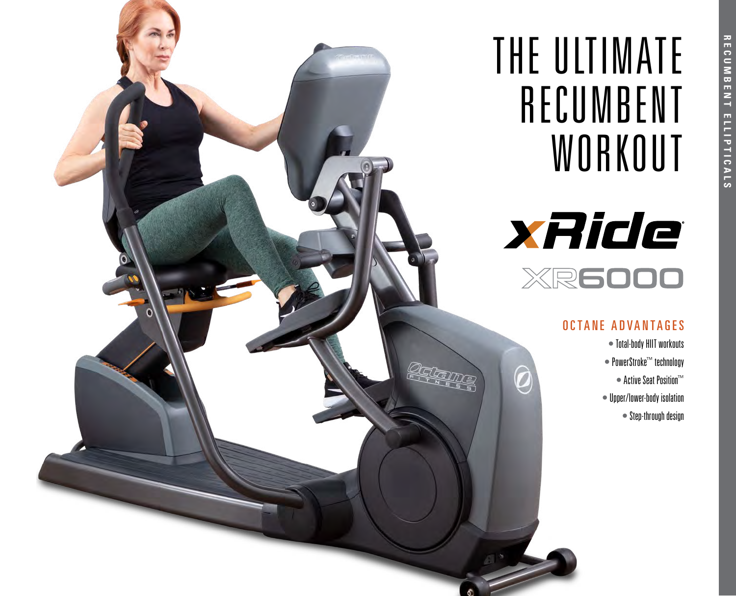# THE ULTIMATE RECUMBENT WORKOUT

## xRide

## XR6000

### OCTANE ADVANTAGES

- Total-body HIIT workouts
- PowerStroke™ technology
- Active Seat Position™
- Upper/lower-body isolation
- Step-through design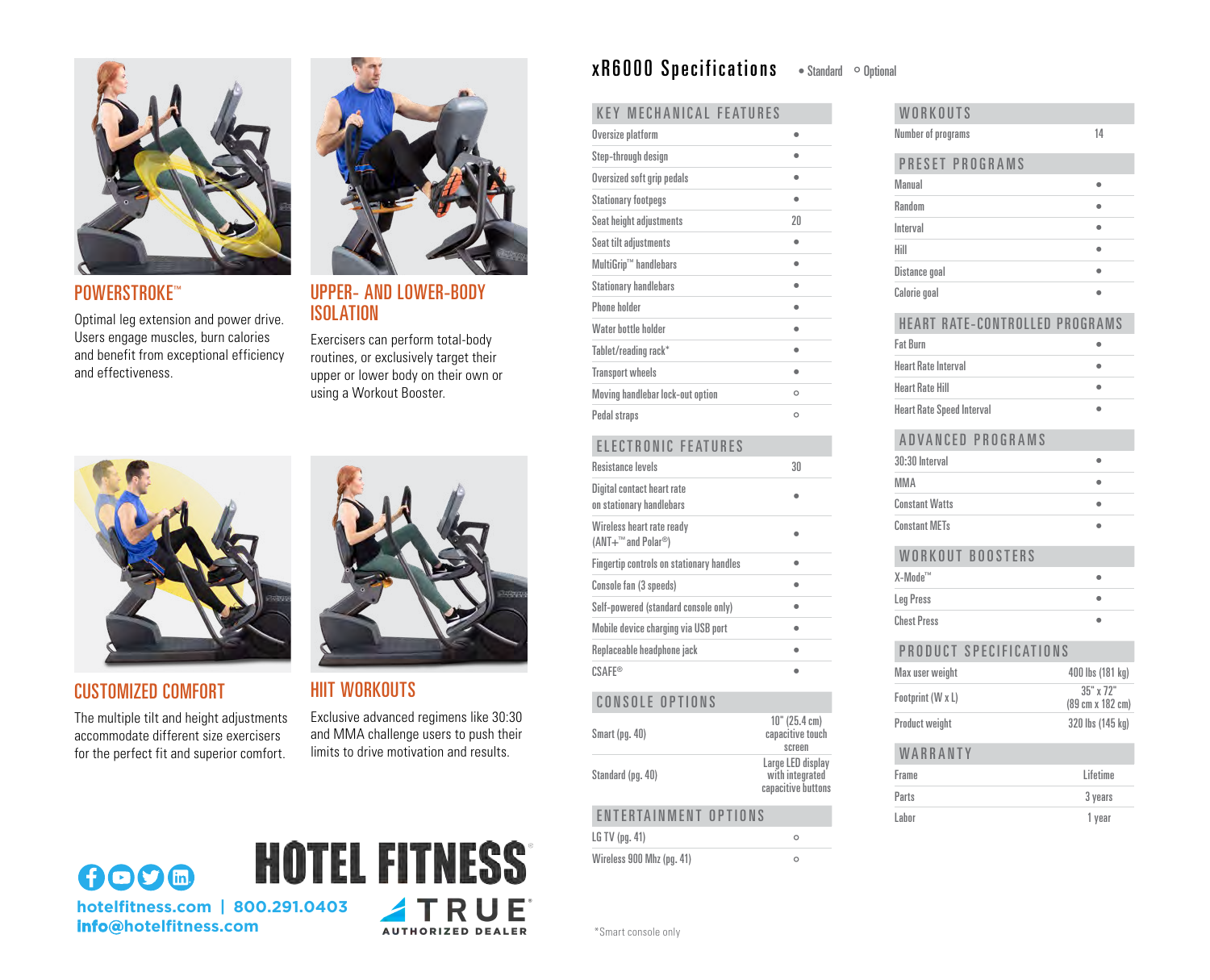## POWERSTROKE™

Optimal leg extension and power drive. Users engage muscles, burn calories and benefit from exceptional efficiency and effectiveness.

## UPPER- AND LOWER-BODY ISOLATION

Exercisers can perform total-body routines, or exclusively target their upper or lower body on their own or using a Workout Booster.

## CUSTOMIZED COMFORT

The multiple tilt and height adjustments accommodate different size exercisers for the perfect fit and superior comfort.

## HIIT WORKOUTS

Exclusive advanced regimens like 30:30 and MMA challenge users to push their limits to drive motivation and results.

hotelfitness.com | 800.291.0403
Info@hotelfitness.com

HOTEL FITNESS®
TRUE® AUTHORIZED DEALER

# xR6000 Specifications

● Standard ○ Optional

| KEY MECHANICAL FEATURES | |
|---|---|
| Oversize platform | ● |
| Step-through design | ● |
| Oversized soft grip pedals | ● |
| Stationary footpegs | ● |
| Seat height adjustments | 20 |
| Seat tilt adjustments | ● |
| MultiGrip™ handlebars | ● |
| Stationary handlebars | ● |
| Phone holder | ● |
| Water bottle holder | ● |
| Tablet/reading rack* | ● |
| Transport wheels | ● |
| Moving handlebar lock-out option | ○ |
| Pedal straps | ○ |

| ELECTRONIC FEATURES | |
|---|---|
| Resistance levels | 30 |
| Digital contact heart rate on stationary handlebars | ● |
| Wireless heart rate ready (ANT+™ and Polar®) | ● |
| Fingertip controls on stationary handles | ● |
| Console fan (3 speeds) | ● |
| Self-powered (standard console only) | ● |
| Mobile device charging via USB port | ● |
| Replaceable headphone jack | ● |
| CSAFE® | ● |

| CONSOLE OPTIONS | |
|---|---|
| Smart (pg. 40) | 10" (25.4 cm) capacitive touch screen |
| Standard (pg. 40) | Large LED display with integrated capacitive buttons |

| ENTERTAINMENT OPTIONS | |
|---|---|
| LG TV (pg. 41) | ○ |
| Wireless 900 Mhz (pg. 41) | ○ |

*Smart console only

| WORKOUTS | |
|---|---|
| Number of programs | 14 |

| PRESET PROGRAMS | |
|---|---|
| Manual | ● |
| Random | ● |
| Interval | ● |
| Hill | ● |
| Distance goal | ● |
| Calorie goal | ● |

| HEART RATE-CONTROLLED PROGRAMS | |
|---|---|
| Fat Burn | ● |
| Heart Rate Interval | ● |
| Heart Rate Hill | ● |
| Heart Rate Speed Interval | ● |

| ADVANCED PROGRAMS | |
|---|---|
| 30:30 Interval | ● |
| MMA | ● |
| Constant Watts | ● |
| Constant METs | ● |

| WORKOUT BOOSTERS | |
|---|---|
| X-Mode™ | ● |
| Leg Press | ● |
| Chest Press | ● |

| PRODUCT SPECIFICATIONS | |
|---|---|
| Max user weight | 400 lbs (181 kg) |
| Footprint (W x L) | 35" x 72" (89 cm x 182 cm) |
| Product weight | 320 lbs (145 kg) |

| WARRANTY | |
|---|---|
| Frame | Lifetime |
| Parts | 3 years |
| Labor | 1 year |